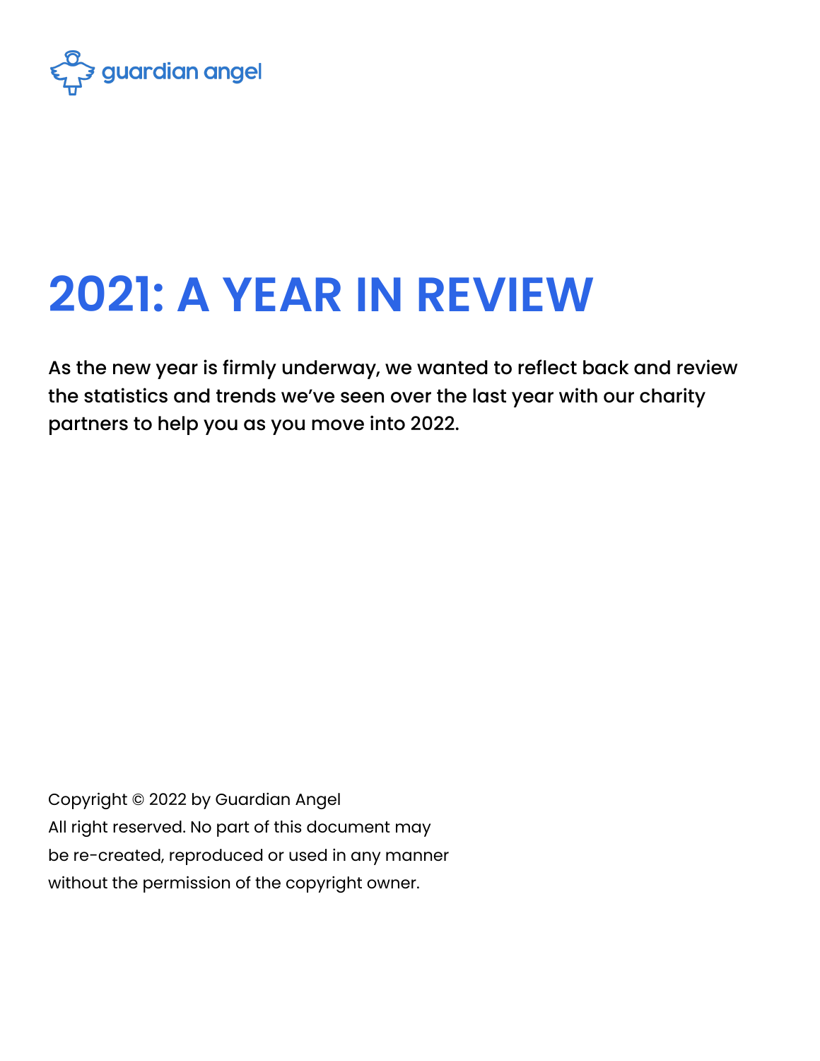guardian angel

# 2021: A YEAR IN REVIEW

**As the new year is firmly underway, we wanted to reflect back and review the statistics and trends we've seen over the last year with our charity partners to help you as you move into 2022.**

Copyright © 2022 by Guardian Angel
All right reserved. No part of this document may be re-created, reproduced or used in any manner without the permission of the copyright owner.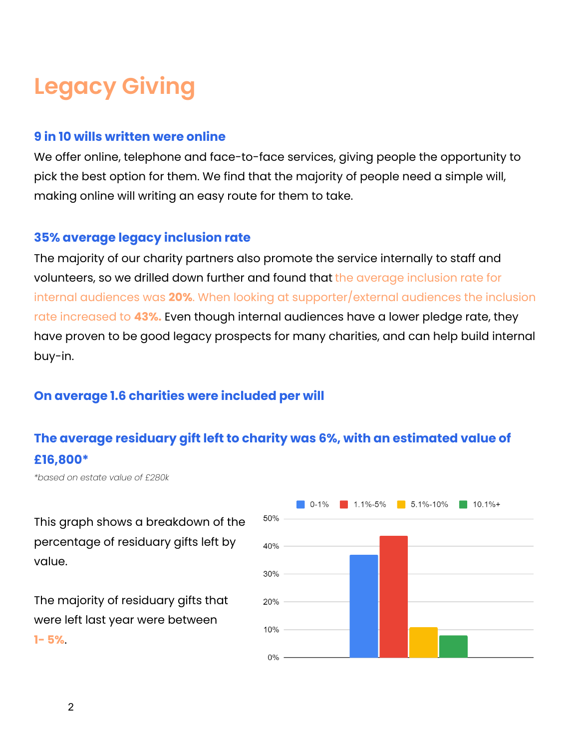# Legacy Giving

### 9 in 10 wills written were online

We offer online, telephone and face-to-face services, giving people the opportunity to pick the best option for them. We find that the majority of people need a simple will, making online will writing an easy route for them to take.

### 35% average legacy inclusion rate

The majority of our charity partners also promote the service internally to staff and volunteers, so we drilled down further and found that the average inclusion rate for internal audiences was **20%**. When looking at supporter/external audiences the inclusion rate increased to **43%.** Even though internal audiences have a lower pledge rate, they have proven to be good legacy prospects for many charities, and can help build internal buy-in.

### On average 1.6 charities were included per will

### The average residuary gift left to charity was 6%, with an estimated value of £16,800*

*\*based on estate value of £280k*

This graph shows a breakdown of the percentage of residuary gifts left by value.

The majority of residuary gifts that were left last year were between **1- 5%**.

| Residuary gift value | Percentage of gifts |
| --- | --- |
| 0-1% | ~37% |
| 1.1%-5% | ~44% |
| 5.1%-10% | ~11% |
| 10.1%+ | ~8% |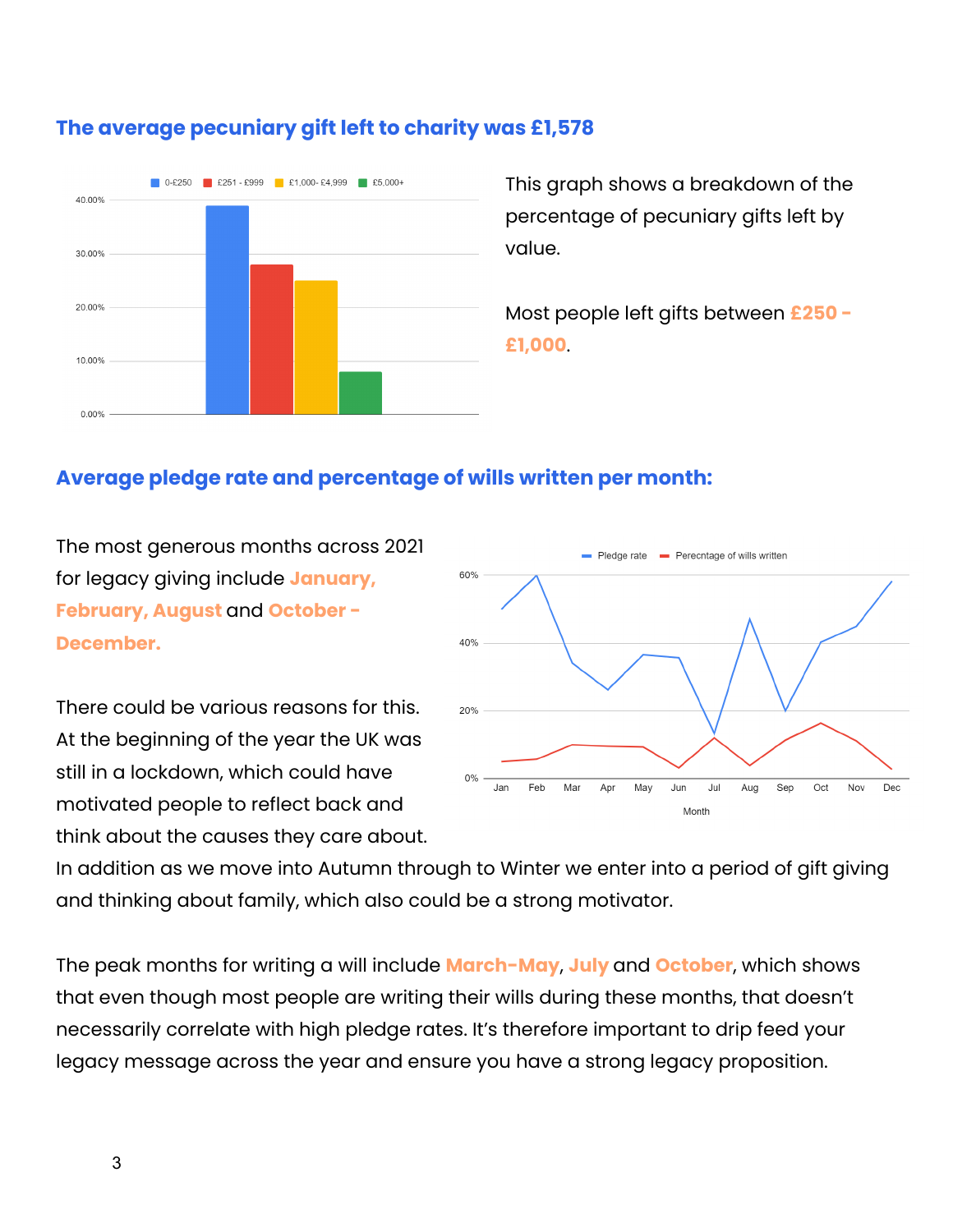## The average pecuniary gift left to charity was £1,578

This graph shows a breakdown of the percentage of pecuniary gifts left by value.

Most people left gifts between **£250 - £1,000**.

## Average pledge rate and percentage of wills written per month:

The most generous months across 2021 for legacy giving include **January, February, August** and **October - December.**

There could be various reasons for this. At the beginning of the year the UK was still in a lockdown, which could have motivated people to reflect back and think about the causes they care about. In addition as we move into Autumn through to Winter we enter into a period of gift giving and thinking about family, which also could be a strong motivator.

The peak months for writing a will include **March-May**, **July** and **October**, which shows that even though most people are writing their wills during these months, that doesn't necessarily correlate with high pledge rates. It's therefore important to drip feed your legacy message across the year and ensure you have a strong legacy proposition.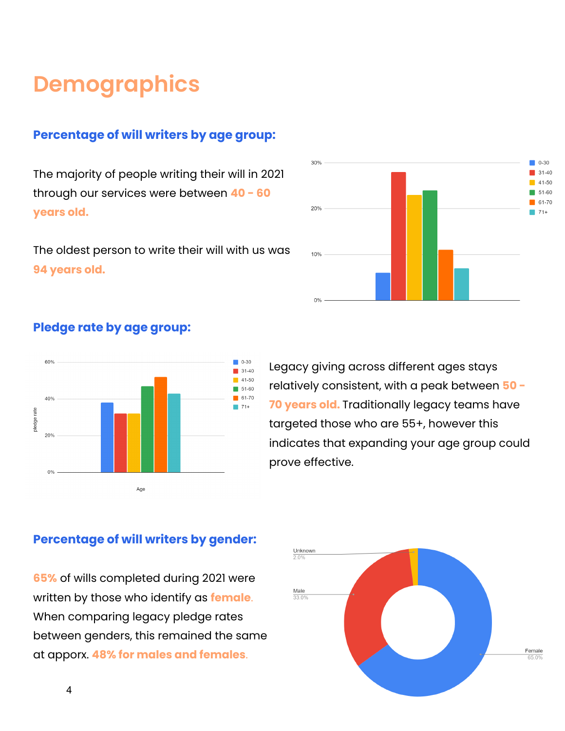# Demographics

## Percentage of will writers by age group:

The majority of people writing their will in 2021 through our services were between **40 - 60 years old.**

The oldest person to write their will with us was **94 years old.**

## Pledge rate by age group:

Legacy giving across different ages stays relatively consistent, with a peak between **50 - 70 years old.** Traditionally legacy teams have targeted those who are 55+, however this indicates that expanding your age group could prove effective.

## Percentage of will writers by gender:

**65%** of wills completed during 2021 were written by those who identify as **female**. When comparing legacy pledge rates between genders, this remained the same at apporx. **48% for males and females**.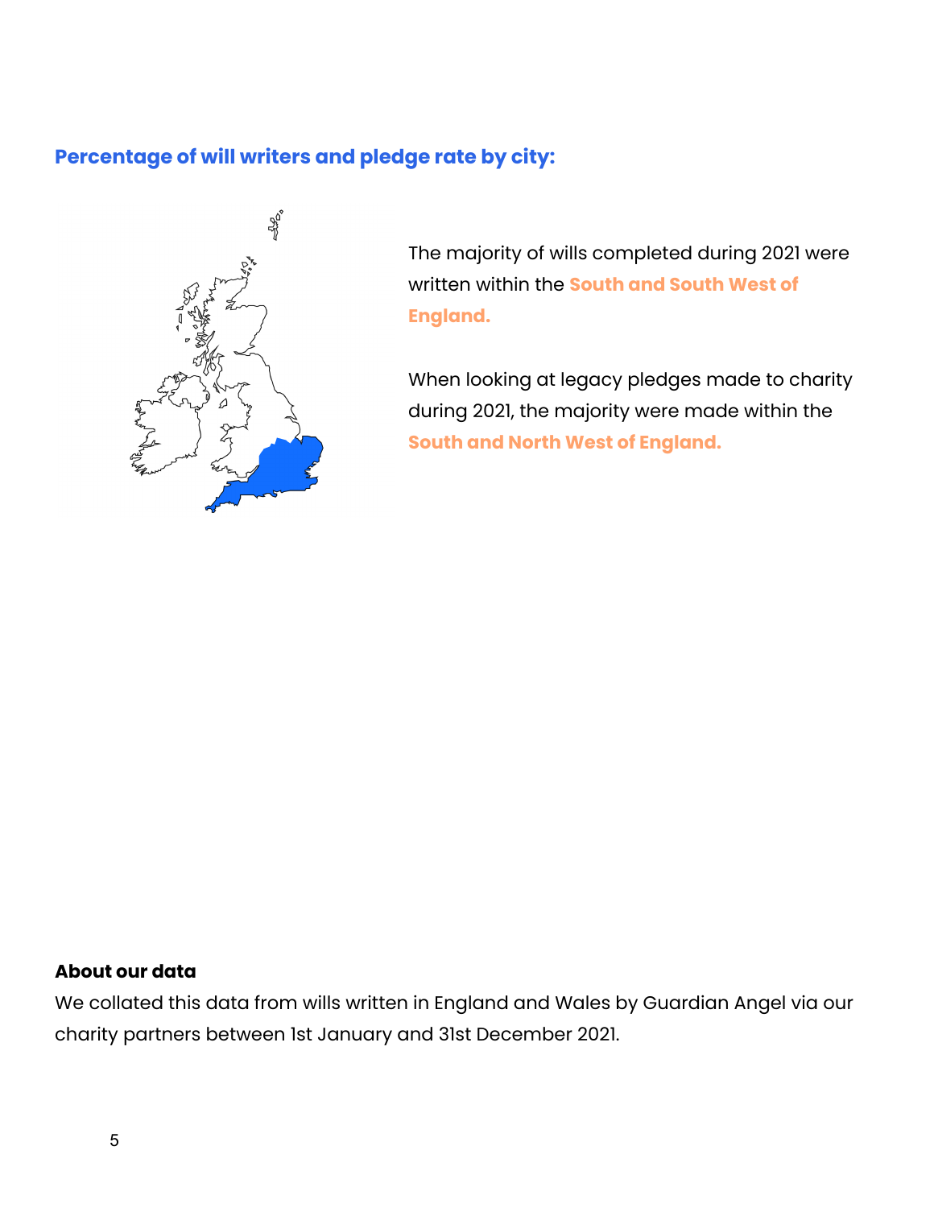## Percentage of will writers and pledge rate by city:

The majority of wills completed during 2021 were written within the **South and South West of England.**

When looking at legacy pledges made to charity during 2021, the majority were made within the **South and North West of England.**

**About our data**

We collated this data from wills written in England and Wales by Guardian Angel via our charity partners between 1st January and 31st December 2021.